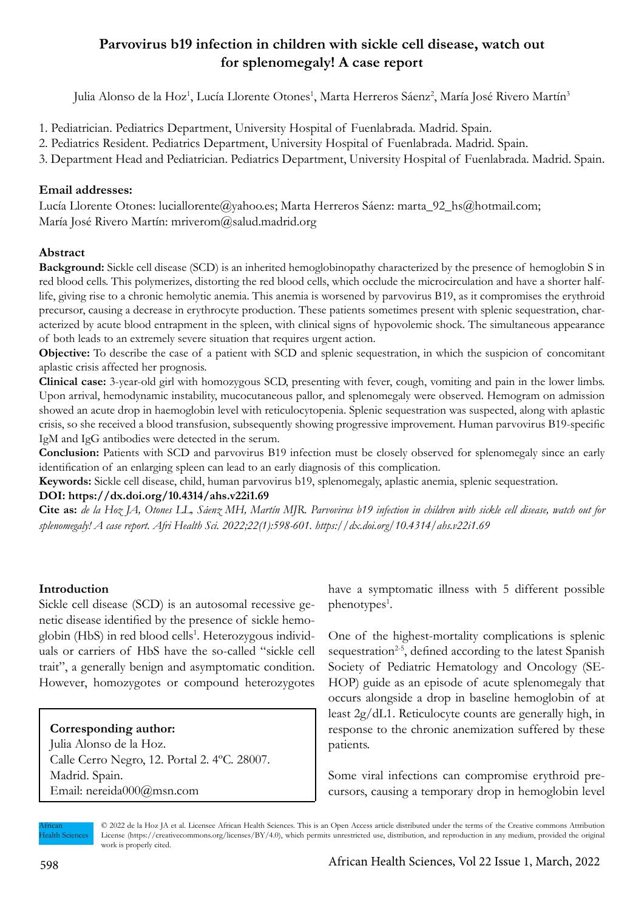# Parvovirus b19 infection in children with sickle cell disease, watch out for splenomegaly! A case report

Julia Alonso de la Hoz[1], Lucía Llorente Otones[1], Marta Herreros Sáenz[2], María José Rivero Martín[3]

1. Pediatrician. Pediatrics Department, University Hospital of Fuenlabrada. Madrid. Spain.
2. Pediatrics Resident. Pediatrics Department, University Hospital of Fuenlabrada. Madrid. Spain.
3. Department Head and Pediatrician. Pediatrics Department, University Hospital of Fuenlabrada. Madrid. Spain.

**Email addresses:**

Lucía Llorente Otones: luciallorente@yahoo.es; Marta Herreros Sáenz: marta_92_hs@hotmail.com; María José Rivero Martín: mriverom@salud.madrid.org

## Abstract

**Background:** Sickle cell disease (SCD) is an inherited hemoglobinopathy characterized by the presence of hemoglobin S in red blood cells. This polymerizes, distorting the red blood cells, which occlude the microcirculation and have a shorter half-life, giving rise to a chronic hemolytic anemia. This anemia is worsened by parvovirus B19, as it compromises the erythroid precursor, causing a decrease in erythrocyte production. These patients sometimes present with splenic sequestration, characterized by acute blood entrapment in the spleen, with clinical signs of hypovolemic shock. The simultaneous appearance of both leads to an extremely severe situation that requires urgent action.

**Objective:** To describe the case of a patient with SCD and splenic sequestration, in which the suspicion of concomitant aplastic crisis affected her prognosis.

**Clinical case:** 3-year-old girl with homozygous SCD, presenting with fever, cough, vomiting and pain in the lower limbs. Upon arrival, hemodynamic instability, mucocutaneous pallor, and splenomegaly were observed. Hemogram on admission showed an acute drop in haemoglobin level with reticulocytopenia. Splenic sequestration was suspected, along with aplastic crisis, so she received a blood transfusion, subsequently showing progressive improvement. Human parvovirus B19-specific IgM and IgG antibodies were detected in the serum.

**Conclusion:** Patients with SCD and parvovirus B19 infection must be closely observed for splenomegaly since an early identification of an enlarging spleen can lead to an early diagnosis of this complication.

**Keywords:** Sickle cell disease, child, human parvovirus b19, splenomegaly, aplastic anemia, splenic sequestration.

**DOI: https://dx.doi.org/10.4314/ahs.v22i1.69**

**Cite as:** *de la Hoz JA, Otones LL, Sáenz MH, Martín MJR. Parvovirus b19 infection in children with sickle cell disease, watch out for splenomegaly! A case report. Afri Health Sci. 2022;22(1):598-601. https://dx.doi.org/10.4314/ahs.v22i1.69*

## Introduction

Sickle cell disease (SCD) is an autosomal recessive genetic disease identified by the presence of sickle hemoglobin (HbS) in red blood cells[1]. Heterozygous individuals or carriers of HbS have the so-called "sickle cell trait", a generally benign and asymptomatic condition. However, homozygotes or compound heterozygotes have a symptomatic illness with 5 different possible phenotypes[1].

One of the highest-mortality complications is splenic sequestration[2-5], defined according to the latest Spanish Society of Pediatric Hematology and Oncology (SEHOP) guide as an episode of acute splenomegaly that occurs alongside a drop in baseline hemoglobin of at least 2g/dL1. Reticulocyte counts are generally high, in response to the chronic anemization suffered by these patients.

Some viral infections can compromise erythroid precursors, causing a temporary drop in hemoglobin level

**Corresponding author:**
Julia Alonso de la Hoz.
Calle Cerro Negro, 12. Portal 2. 4ºC. 28007.
Madrid. Spain.
Email: nereida000@msn.com

© 2022 de la Hoz JA et al. Licensee African Health Sciences. This is an Open Access article distributed under the terms of the Creative commons Attribution License (https://creativecommons.org/licenses/BY/4.0), which permits unrestricted use, distribution, and reproduction in any medium, provided the original work is properly cited.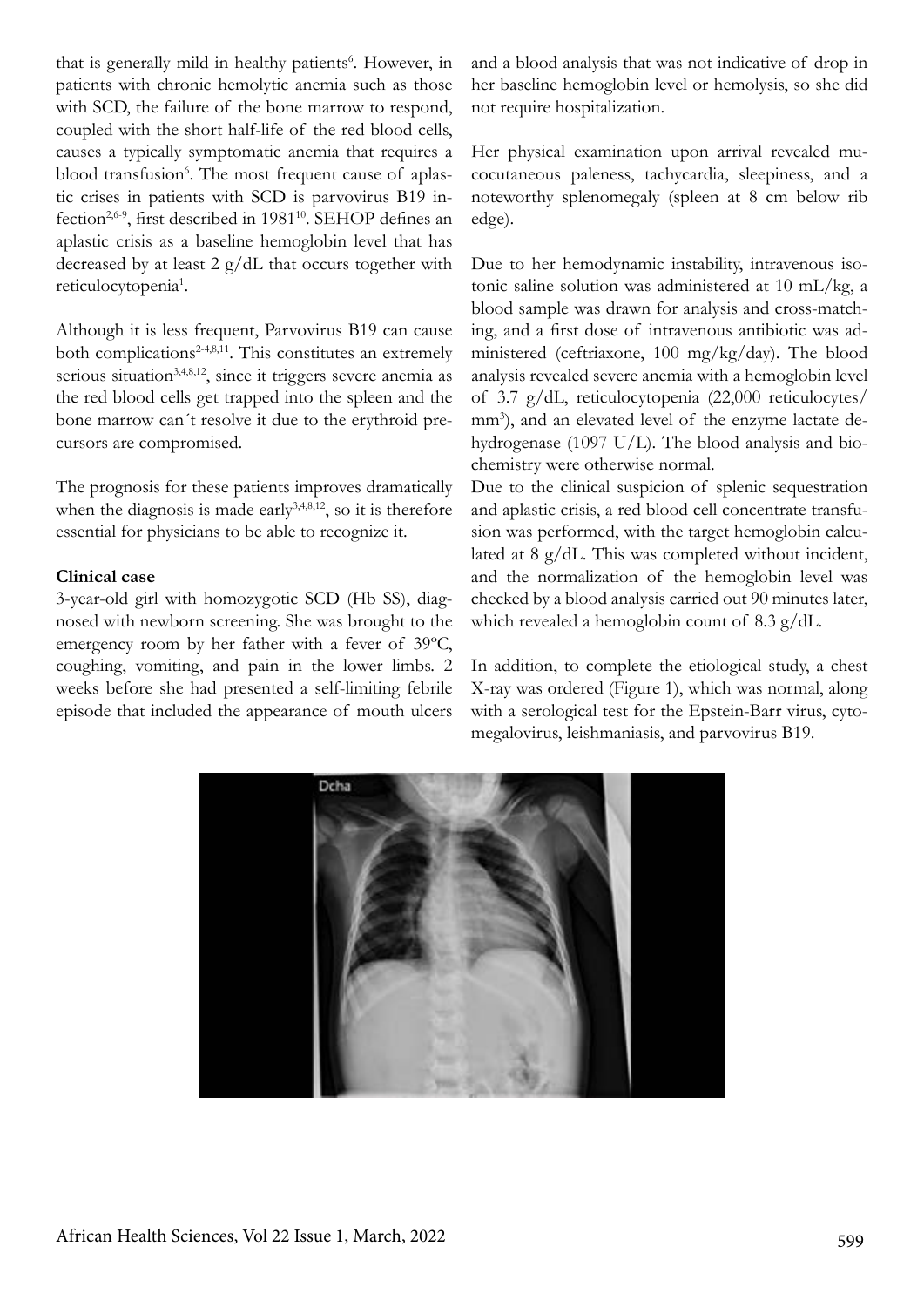that is generally mild in healthy patients[6]. However, in patients with chronic hemolytic anemia such as those with SCD, the failure of the bone marrow to respond, coupled with the short half-life of the red blood cells, causes a typically symptomatic anemia that requires a blood transfusion[6]. The most frequent cause of aplastic crises in patients with SCD is parvovirus B19 infection[2,6-9], first described in 1981[10]. SEHOP defines an aplastic crisis as a baseline hemoglobin level that has decreased by at least 2 g/dL that occurs together with reticulocytopenia[1].

Although it is less frequent, Parvovirus B19 can cause both complications[2-4,8,11]. This constitutes an extremely serious situation[3,4,8,12], since it triggers severe anemia as the red blood cells get trapped into the spleen and the bone marrow can´t resolve it due to the erythroid precursors are compromised.

The prognosis for these patients improves dramatically when the diagnosis is made early[3,4,8,12], so it is therefore essential for physicians to be able to recognize it.

**Clinical case**

3-year-old girl with homozygotic SCD (Hb SS), diagnosed with newborn screening. She was brought to the emergency room by her father with a fever of 39ºC, coughing, vomiting, and pain in the lower limbs. 2 weeks before she had presented a self-limiting febrile episode that included the appearance of mouth ulcers and a blood analysis that was not indicative of drop in her baseline hemoglobin level or hemolysis, so she did not require hospitalization.

Her physical examination upon arrival revealed mucocutaneous paleness, tachycardia, sleepiness, and a noteworthy splenomegaly (spleen at 8 cm below rib edge).

Due to her hemodynamic instability, intravenous isotonic saline solution was administered at 10 mL/kg, a blood sample was drawn for analysis and cross-matching, and a first dose of intravenous antibiotic was administered (ceftriaxone, 100 mg/kg/day). The blood analysis revealed severe anemia with a hemoglobin level of 3.7 g/dL, reticulocytopenia (22,000 reticulocytes/mm$^3$), and an elevated level of the enzyme lactate dehydrogenase (1097 U/L). The blood analysis and biochemistry were otherwise normal.

Due to the clinical suspicion of splenic sequestration and aplastic crisis, a red blood cell concentrate transfusion was performed, with the target hemoglobin calculated at 8 g/dL. This was completed without incident, and the normalization of the hemoglobin level was checked by a blood analysis carried out 90 minutes later, which revealed a hemoglobin count of 8.3 g/dL.

In addition, to complete the etiological study, a chest X-ray was ordered (Figure 1), which was normal, along with a serological test for the Epstein-Barr virus, cytomegalovirus, leishmaniasis, and parvovirus B19.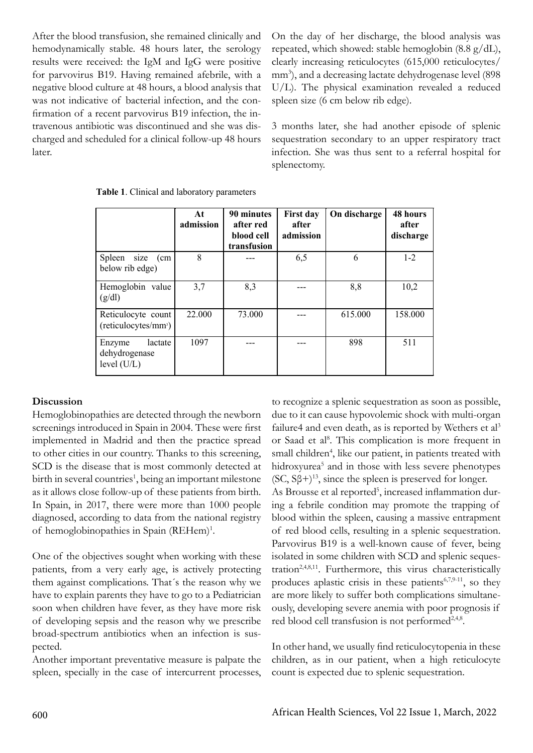After the blood transfusion, she remained clinically and hemodynamically stable. 48 hours later, the serology results were received: the IgM and IgG were positive for parvovirus B19. Having remained afebrile, with a negative blood culture at 48 hours, a blood analysis that was not indicative of bacterial infection, and the confirmation of a recent parvovirus B19 infection, the intravenous antibiotic was discontinued and she was discharged and scheduled for a clinical follow-up 48 hours later.

On the day of her discharge, the blood analysis was repeated, which showed: stable hemoglobin (8.8 g/dL), clearly increasing reticulocytes (615,000 reticulocytes/mm$^3$), and a decreasing lactate dehydrogenase level (898 U/L). The physical examination revealed a reduced spleen size (6 cm below rib edge).

3 months later, she had another episode of splenic sequestration secondary to an upper respiratory tract infection. She was thus sent to a referral hospital for splenectomy.

**Table 1**. Clinical and laboratory parameters

| | At admission | 90 minutes after red blood cell transfusion | First day after admission | On discharge | 48 hours after discharge |
|---|---|---|---|---|---|
| Spleen size (cm below rib edge) | 8 | --- | 6,5 | 6 | 1-2 |
| Hemoglobin value (g/dl) | 3,7 | 8,3 | --- | 8,8 | 10,2 |
| Reticulocyte count (reticulocytes/mm$^3$) | 22.000 | 73.000 | --- | 615.000 | 158.000 |
| Enzyme lactate dehydrogenase level (U/L) | 1097 | --- | --- | 898 | 511 |

## Discussion

Hemoglobinopathies are detected through the newborn screenings introduced in Spain in 2004. These were first implemented in Madrid and then the practice spread to other cities in our country. Thanks to this screening, SCD is the disease that is most commonly detected at birth in several countries[1], being an important milestone as it allows close follow-up of these patients from birth. In Spain, in 2017, there were more than 1000 people diagnosed, according to data from the national registry of hemoglobinopathies in Spain (REHem)[1].

One of the objectives sought when working with these patients, from a very early age, is actively protecting them against complications. That´s the reason why we have to explain parents they have to go to a Pediatrician soon when children have fever, as they have more risk of developing sepsis and the reason why we prescribe broad-spectrum antibiotics when an infection is suspected.

Another important preventative measure is palpate the spleen, specially in the case of intercurrent processes, to recognize a splenic sequestration as soon as possible, due to it can cause hypovolemic shock with multi-organ failure4 and even death, as is reported by Wethers et al[3] or Saad et al[8]. This complication is more frequent in small children[4], like our patient, in patients treated with hidroxyurea[5] and in those with less severe phenotypes (SC, Sβ+)[13], since the spleen is preserved for longer.

As Brousse et al reported[5], increased inflammation during a febrile condition may promote the trapping of blood within the spleen, causing a massive entrapment of red blood cells, resulting in a splenic sequestration. Parvovirus B19 is a well-known cause of fever, being isolated in some children with SCD and splenic sequestration[2,4,8,11]. Furthermore, this virus characteristically produces aplastic crisis in these patients[6,7,9-11], so they are more likely to suffer both complications simultaneously, developing severe anemia with poor prognosis if red blood cell transfusion is not performed[2,4,8].

In other hand, we usually find reticulocytopenia in these children, as in our patient, when a high reticulocyte count is expected due to splenic sequestration.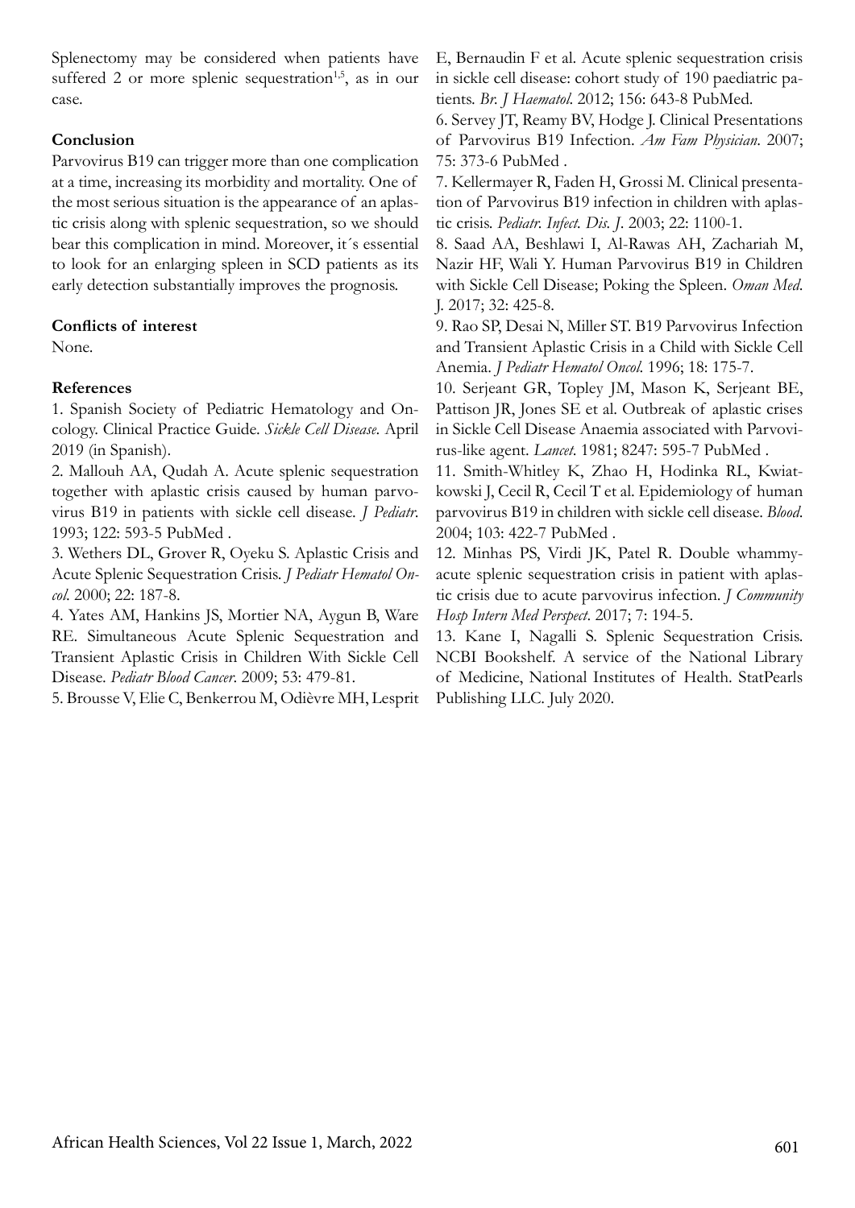Splenectomy may be considered when patients have suffered 2 or more splenic sequestration[1,5], as in our case.

**Conclusion**

Parvovirus B19 can trigger more than one complication at a time, increasing its morbidity and mortality. One of the most serious situation is the appearance of an aplastic crisis along with splenic sequestration, so we should bear this complication in mind. Moreover, it´s essential to look for an enlarging spleen in SCD patients as its early detection substantially improves the prognosis.

**Conflicts of interest**

None.

**References**

1. Spanish Society of Pediatric Hematology and Oncology. Clinical Practice Guide. *Sickle Cell Disease*. April 2019 (in Spanish).
2. Mallouh AA, Qudah A. Acute splenic sequestration together with aplastic crisis caused by human parvovirus B19 in patients with sickle cell disease. *J Pediatr*. 1993; 122: 593-5 PubMed .
3. Wethers DL, Grover R, Oyeku S. Aplastic Crisis and Acute Splenic Sequestration Crisis. *J Pediatr Hematol Oncol*. 2000; 22: 187-8.
4. Yates AM, Hankins JS, Mortier NA, Aygun B, Ware RE. Simultaneous Acute Splenic Sequestration and Transient Aplastic Crisis in Children With Sickle Cell Disease. *Pediatr Blood Cancer*. 2009; 53: 479-81.
5. Brousse V, Elie C, Benkerrou M, Odièvre MH, Lesprit E, Bernaudin F et al. Acute splenic sequestration crisis in sickle cell disease: cohort study of 190 paediatric patients. *Br. J Haematol*. 2012; 156: 643-8 PubMed.
6. Servey JT, Reamy BV, Hodge J. Clinical Presentations of Parvovirus B19 Infection. *Am Fam Physician*. 2007; 75: 373-6 PubMed .
7. Kellermayer R, Faden H, Grossi M. Clinical presentation of Parvovirus B19 infection in children with aplastic crisis. *Pediatr. Infect. Dis. J*. 2003; 22: 1100-1.
8. Saad AA, Beshlawi I, Al-Rawas AH, Zachariah M, Nazir HF, Wali Y. Human Parvovirus B19 in Children with Sickle Cell Disease; Poking the Spleen. *Oman Med. J*. 2017; 32: 425-8.
9. Rao SP, Desai N, Miller ST. B19 Parvovirus Infection and Transient Aplastic Crisis in a Child with Sickle Cell Anemia. *J Pediatr Hematol Oncol*. 1996; 18: 175-7.
10. Serjeant GR, Topley JM, Mason K, Serjeant BE, Pattison JR, Jones SE et al. Outbreak of aplastic crises in Sickle Cell Disease Anaemia associated with Parvovirus-like agent. *Lancet*. 1981; 8247: 595-7 PubMed .
11. Smith-Whitley K, Zhao H, Hodinka RL, Kwiatkowski J, Cecil R, Cecil T et al. Epidemiology of human parvovirus B19 in children with sickle cell disease. *Blood*. 2004; 103: 422-7 PubMed .
12. Minhas PS, Virdi JK, Patel R. Double whammy-acute splenic sequestration crisis in patient with aplastic crisis due to acute parvovirus infection. *J Community Hosp Intern Med Perspect*. 2017; 7: 194-5.
13. Kane I, Nagalli S. Splenic Sequestration Crisis. NCBI Bookshelf. A service of the National Library of Medicine, National Institutes of Health. StatPearls Publishing LLC. July 2020.